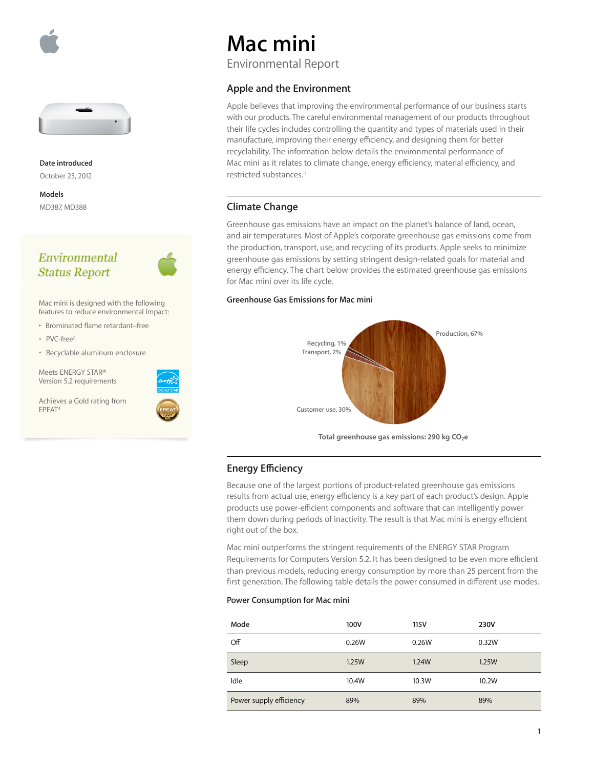# Mac mini

Environmental Report

**Date introduced**

October 23, 2012

**Models**

MD387, MD388

## *Environmental Status Report*

Mac mini is designed with the following features to reduce environmental impact:

- Brominated flame retardant–free
- PVC-free[2]
- Recyclable aluminum enclosure

Meets ENERGY STAR® Version 5.2 requirements

Achieves a Gold rating from EPEAT[3]

## Apple and the Environment

Apple believes that improving the environmental performance of our business starts with our products. The careful environmental management of our products throughout their life cycles includes controlling the quantity and types of materials used in their manufacture, improving their energy efficiency, and designing them for better recyclability. The information below details the environmental performance of Mac mini as it relates to climate change, energy efficiency, material efficiency, and restricted substances.[1]

## Climate Change

Greenhouse gas emissions have an impact on the planet's balance of land, ocean, and air temperatures. Most of Apple's corporate greenhouse gas emissions come from the production, transport, use, and recycling of its products. Apple seeks to minimize greenhouse gas emissions by setting stringent design-related goals for material and energy efficiency. The chart below provides the estimated greenhouse gas emissions for Mac mini over its life cycle.

### Greenhouse Gas Emissions for Mac mini

Production, 67%
Recycling, 1%
Transport, 2%
Customer use, 30%

**Total greenhouse gas emissions: 290 kg $CO_2$e**

## Energy Efficiency

Because one of the largest portions of product-related greenhouse gas emissions results from actual use, energy efficiency is a key part of each product's design. Apple products use power-efficient components and software that can intelligently power them down during periods of inactivity. The result is that Mac mini is energy efficient right out of the box.

Mac mini outperforms the stringent requirements of the ENERGY STAR Program Requirements for Computers Version 5.2. It has been designed to be even more efficient than previous models, reducing energy consumption by more than 25 percent from the first generation. The following table details the power consumed in different use modes.

### Power Consumption for Mac mini

| Mode | 100V | 115V | 230V |
|---|---|---|---|
| Off | 0.26W | 0.26W | 0.32W |
| Sleep | 1.25W | 1.24W | 1.25W |
| Idle | 10.4W | 10.3W | 10.2W |
| Power supply efficiency | 89% | 89% | 89% |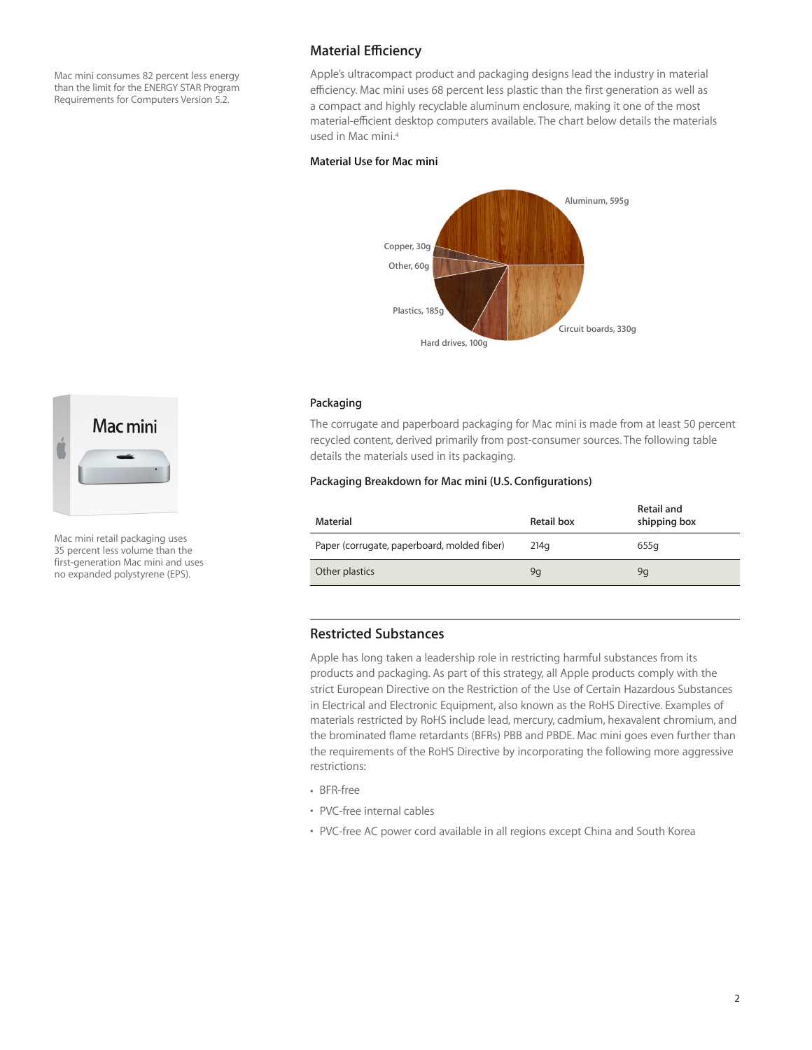Mac mini consumes 82 percent less energy than the limit for the ENERGY STAR Program Requirements for Computers Version 5.2.

## Material Efficiency

Apple's ultracompact product and packaging designs lead the industry in material efficiency. Mac mini uses 68 percent less plastic than the first generation as well as a compact and highly recyclable aluminum enclosure, making it one of the most material-efficient desktop computers available. The chart below details the materials used in Mac mini.[4]

### Material Use for Mac mini

Aluminum, 595g

Copper, 30g

Other, 60g

Plastics, 185g

Hard drives, 100g

Circuit boards, 330g

### Packaging

The corrugate and paperboard packaging for Mac mini is made from at least 50 percent recycled content, derived primarily from post-consumer sources. The following table details the materials used in its packaging.

Mac mini retail packaging uses 35 percent less volume than the first-generation Mac mini and uses no expanded polystyrene (EPS).

### Packaging Breakdown for Mac mini (U.S. Configurations)

| Material | Retail box | Retail and shipping box |
|---|---|---|
| Paper (corrugate, paperboard, molded fiber) | 214g | 655g |
| Other plastics | 9g | 9g |

## Restricted Substances

Apple has long taken a leadership role in restricting harmful substances from its products and packaging. As part of this strategy, all Apple products comply with the strict European Directive on the Restriction of the Use of Certain Hazardous Substances in Electrical and Electronic Equipment, also known as the RoHS Directive. Examples of materials restricted by RoHS include lead, mercury, cadmium, hexavalent chromium, and the brominated flame retardants (BFRs) PBB and PBDE. Mac mini goes even further than the requirements of the RoHS Directive by incorporating the following more aggressive restrictions:

- BFR-free
- PVC-free internal cables
- PVC-free AC power cord available in all regions except China and South Korea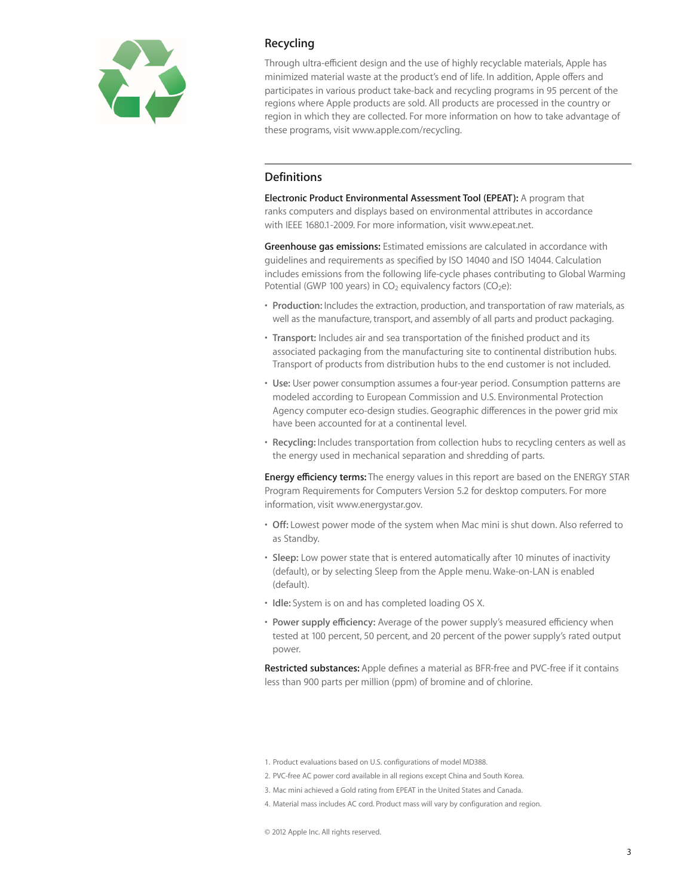## Recycling

Through ultra-efficient design and the use of highly recyclable materials, Apple has minimized material waste at the product's end of life. In addition, Apple offers and participates in various product take-back and recycling programs in 95 percent of the regions where Apple products are sold. All products are processed in the country or region in which they are collected. For more information on how to take advantage of these programs, visit www.apple.com/recycling.

---

## Definitions

**Electronic Product Environmental Assessment Tool (EPEAT):** A program that ranks computers and displays based on environmental attributes in accordance with IEEE 1680.1-2009. For more information, visit www.epeat.net.

**Greenhouse gas emissions:** Estimated emissions are calculated in accordance with guidelines and requirements as specified by ISO 14040 and ISO 14044. Calculation includes emissions from the following life-cycle phases contributing to Global Warming Potential (GWP 100 years) in $CO_2$ equivalency factors ($CO_2e$):

- **Production:** Includes the extraction, production, and transportation of raw materials, as well as the manufacture, transport, and assembly of all parts and product packaging.
- **Transport:** Includes air and sea transportation of the finished product and its associated packaging from the manufacturing site to continental distribution hubs. Transport of products from distribution hubs to the end customer is not included.
- **Use:** User power consumption assumes a four-year period. Consumption patterns are modeled according to European Commission and U.S. Environmental Protection Agency computer eco-design studies. Geographic differences in the power grid mix have been accounted for at a continental level.
- **Recycling:** Includes transportation from collection hubs to recycling centers as well as the energy used in mechanical separation and shredding of parts.

**Energy efficiency terms:** The energy values in this report are based on the ENERGY STAR Program Requirements for Computers Version 5.2 for desktop computers. For more information, visit www.energystar.gov.

- **Off:** Lowest power mode of the system when Mac mini is shut down. Also referred to as Standby.
- **Sleep:** Low power state that is entered automatically after 10 minutes of inactivity (default), or by selecting Sleep from the Apple menu. Wake-on-LAN is enabled (default).
- **Idle:** System is on and has completed loading OS X.
- **Power supply efficiency:** Average of the power supply's measured efficiency when tested at 100 percent, 50 percent, and 20 percent of the power supply's rated output power.

**Restricted substances:** Apple defines a material as BFR-free and PVC-free if it contains less than 900 parts per million (ppm) of bromine and of chlorine.

1. Product evaluations based on U.S. configurations of model MD388.
2. PVC-free AC power cord available in all regions except China and South Korea.
3. Mac mini achieved a Gold rating from EPEAT in the United States and Canada.
4. Material mass includes AC cord. Product mass will vary by configuration and region.

© 2012 Apple Inc. All rights reserved.